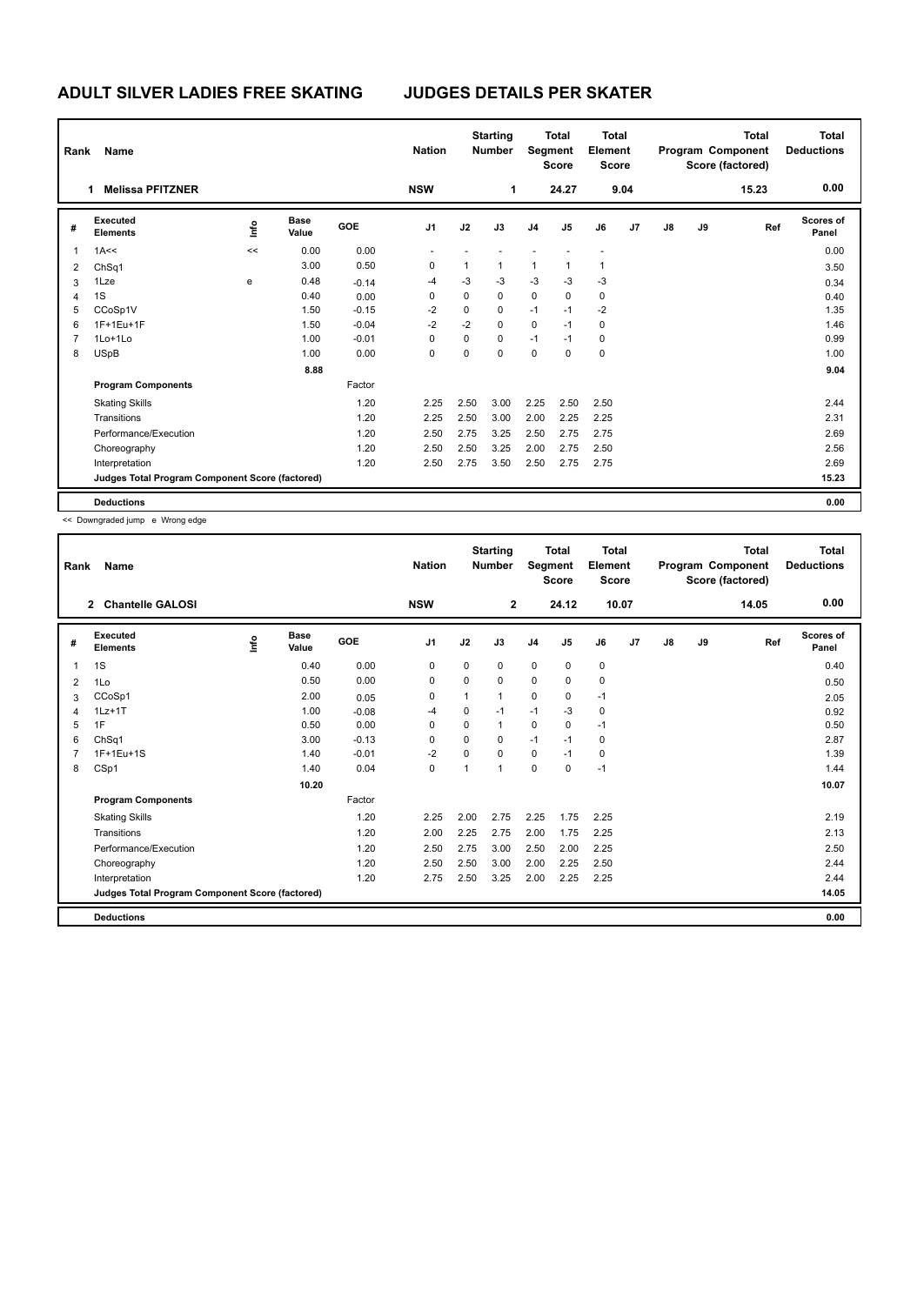# ADULT SILVER LADIES FREE SKATING — JUDGES DETAILS PER SKATER

| Rank | Name | Nation | Starting Number | Total Segment Score | Total Element Score | Total Program Component Score (factored) | Total Deductions |
|---|---|---|---|---|---|---|---|
| 1 | Melissa PFITZNER | NSW | 1 | 24.27 | 9.04 | 15.23 | 0.00 |

| # | Executed Elements | Info | Base Value | GOE | J1 | J2 | J3 | J4 | J5 | J6 | J7 | J8 | J9 | Ref | Scores of Panel |
|---|---|---|---|---|---|---|---|---|---|---|---|---|---|---|---|
| 1 | 1A<< | << | 0.00 | 0.00 | - | - | - | - | - | - | | | | | 0.00 |
| 2 | ChSq1 | | 3.00 | 0.50 | 0 | 1 | 1 | 1 | 1 | 1 | | | | | 3.50 |
| 3 | 1Lze | e | 0.48 | -0.14 | -4 | -3 | -3 | -3 | -3 | -3 | | | | | 0.34 |
| 4 | 1S | | 0.40 | 0.00 | 0 | 0 | 0 | 0 | 0 | 0 | | | | | 0.40 |
| 5 | CCoSp1V | | 1.50 | -0.15 | -2 | 0 | 0 | -1 | -1 | -2 | | | | | 1.35 |
| 6 | 1F+1Eu+1F | | 1.50 | -0.04 | -2 | -2 | 0 | 0 | -1 | 0 | | | | | 1.46 |
| 7 | 1Lo+1Lo | | 1.00 | -0.01 | 0 | 0 | 0 | -1 | -1 | 0 | | | | | 0.99 |
| 8 | USpB | | 1.00 | 0.00 | 0 | 0 | 0 | 0 | 0 | 0 | | | | | 1.00 |
| | | | 8.88 | | | | | | | | | | | | 9.04 |
| | **Program Components** | | | Factor | | | | | | | | | | | |
| | Skating Skills | | | 1.20 | 2.25 | 2.50 | 3.00 | 2.25 | 2.50 | 2.50 | | | | | 2.44 |
| | Transitions | | | 1.20 | 2.25 | 2.50 | 3.00 | 2.00 | 2.25 | 2.25 | | | | | 2.31 |
| | Performance/Execution | | | 1.20 | 2.50 | 2.75 | 3.25 | 2.50 | 2.75 | 2.75 | | | | | 2.69 |
| | Choreography | | | 1.20 | 2.50 | 2.50 | 3.25 | 2.00 | 2.75 | 2.50 | | | | | 2.56 |
| | Interpretation | | | 1.20 | 2.50 | 2.75 | 3.50 | 2.50 | 2.75 | 2.75 | | | | | 2.69 |
| | **Judges Total Program Component Score (factored)** | | | | | | | | | | | | | | 15.23 |
| | **Deductions** | | | | | | | | | | | | | | 0.00 |

<< Downgraded jump e Wrong edge

| Rank | Name | Nation | Starting Number | Total Segment Score | Total Element Score | Total Program Component Score (factored) | Total Deductions |
|---|---|---|---|---|---|---|---|
| 2 | Chantelle GALOSI | NSW | 2 | 24.12 | 10.07 | 14.05 | 0.00 |

| # | Executed Elements | Info | Base Value | GOE | J1 | J2 | J3 | J4 | J5 | J6 | J7 | J8 | J9 | Ref | Scores of Panel |
|---|---|---|---|---|---|---|---|---|---|---|---|---|---|---|---|
| 1 | 1S | | 0.40 | 0.00 | 0 | 0 | 0 | 0 | 0 | 0 | | | | | 0.40 |
| 2 | 1Lo | | 0.50 | 0.00 | 0 | 0 | 0 | 0 | 0 | 0 | | | | | 0.50 |
| 3 | CCoSp1 | | 2.00 | 0.05 | 0 | 1 | 1 | 0 | 0 | -1 | | | | | 2.05 |
| 4 | 1Lz+1T | | 1.00 | -0.08 | -4 | 0 | -1 | -1 | -3 | 0 | | | | | 0.92 |
| 5 | 1F | | 0.50 | 0.00 | 0 | 0 | 1 | 0 | 0 | -1 | | | | | 0.50 |
| 6 | ChSq1 | | 3.00 | -0.13 | 0 | 0 | 0 | -1 | -1 | 0 | | | | | 2.87 |
| 7 | 1F+1Eu+1S | | 1.40 | -0.01 | -2 | 0 | 0 | 0 | -1 | 0 | | | | | 1.39 |
| 8 | CSp1 | | 1.40 | 0.04 | 0 | 1 | 1 | 0 | 0 | -1 | | | | | 1.44 |
| | | | 10.20 | | | | | | | | | | | | 10.07 |
| | **Program Components** | | | Factor | | | | | | | | | | | |
| | Skating Skills | | | 1.20 | 2.25 | 2.00 | 2.75 | 2.25 | 1.75 | 2.25 | | | | | 2.19 |
| | Transitions | | | 1.20 | 2.00 | 2.25 | 2.75 | 2.00 | 1.75 | 2.25 | | | | | 2.13 |
| | Performance/Execution | | | 1.20 | 2.50 | 2.75 | 3.00 | 2.50 | 2.00 | 2.25 | | | | | 2.50 |
| | Choreography | | | 1.20 | 2.50 | 2.50 | 3.00 | 2.00 | 2.25 | 2.50 | | | | | 2.44 |
| | Interpretation | | | 1.20 | 2.75 | 2.50 | 3.25 | 2.00 | 2.25 | 2.25 | | | | | 2.44 |
| | **Judges Total Program Component Score (factored)** | | | | | | | | | | | | | | 14.05 |
| | **Deductions** | | | | | | | | | | | | | | 0.00 |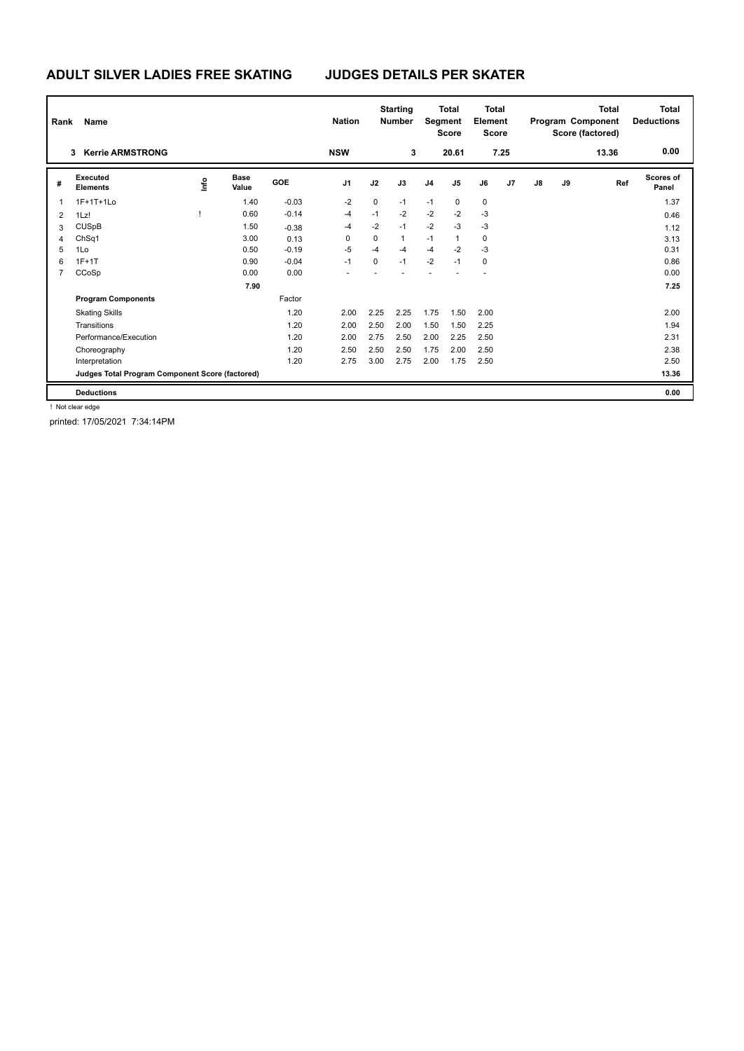## ADULT SILVER LADIES FREE SKATING JUDGES DETAILS PER SKATER

| Rank | Name | Nation | Starting Number | Total Segment Score | Total Element Score | Total Program Component Score (factored) | Total Deductions |
|---|---|---|---|---|---|---|---|
| 3 | Kerrie ARMSTRONG | NSW | 3 | 20.61 | 7.25 | 13.36 | 0.00 |

| # | Executed Elements | Info | Base Value | GOE | J1 | J2 | J3 | J4 | J5 | J6 | J7 | J8 | J9 | Ref | Scores of Panel |
|---|---|---|---|---|---|---|---|---|---|---|---|---|---|---|---|
| 1 | 1F+1T+1Lo | | 1.40 | -0.03 | -2 | 0 | -1 | -1 | 0 | 0 | | | | | 1.37 |
| 2 | 1Lz! | ! | 0.60 | -0.14 | -4 | -1 | -2 | -2 | -2 | -3 | | | | | 0.46 |
| 3 | CUSpB | | 1.50 | -0.38 | -4 | -2 | -1 | -2 | -3 | -3 | | | | | 1.12 |
| 4 | ChSq1 | | 3.00 | 0.13 | 0 | 0 | 1 | -1 | 1 | 0 | | | | | 3.13 |
| 5 | 1Lo | | 0.50 | -0.19 | -5 | -4 | -4 | -4 | -2 | -3 | | | | | 0.31 |
| 6 | 1F+1T | | 0.90 | -0.04 | -1 | 0 | -1 | -2 | -1 | 0 | | | | | 0.86 |
| 7 | CCoSp | | 0.00 | 0.00 | - | - | - | - | - | - | | | | | 0.00 |
| | | | 7.90 | | | | | | | | | | | | 7.25 |
| | **Program Components** | | | Factor | | | | | | | | | | | |
| | Skating Skills | | | 1.20 | 2.00 | 2.25 | 2.25 | 1.75 | 1.50 | 2.00 | | | | | 2.00 |
| | Transitions | | | 1.20 | 2.00 | 2.50 | 2.00 | 1.50 | 1.50 | 2.25 | | | | | 1.94 |
| | Performance/Execution | | | 1.20 | 2.00 | 2.75 | 2.50 | 2.00 | 2.25 | 2.50 | | | | | 2.31 |
| | Choreography | | | 1.20 | 2.50 | 2.50 | 2.50 | 1.75 | 2.00 | 2.50 | | | | | 2.38 |
| | Interpretation | | | 1.20 | 2.75 | 3.00 | 2.75 | 2.00 | 1.75 | 2.50 | | | | | 2.50 |
| | **Judges Total Program Component Score (factored)** | | | | | | | | | | | | | | 13.36 |
| | **Deductions** | | | | | | | | | | | | | | 0.00 |

! Not clear edge

printed: 17/05/2021 7:34:14PM